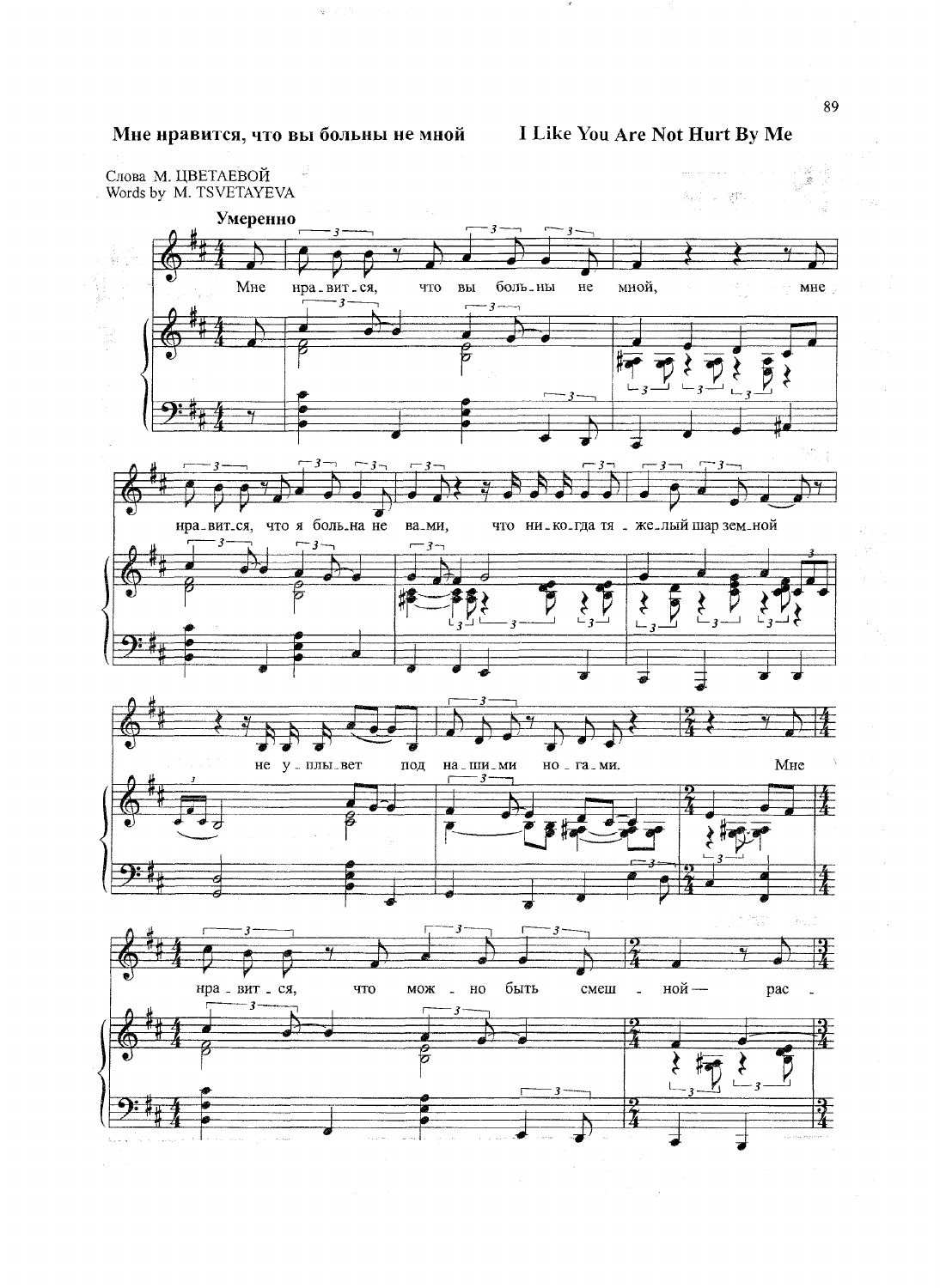## Мне нравится, что вы больны не мной — I Like You Are Not Hurt By Me

Слова М. ЦВЕТАЕВОЙ
Words by M. TSVETAYEVA

**Умеренно**

Мне нравится, что вы больны не мной, мне нравится, что я больна не вами, что никогда тяжелый шар земной не уплывет под нашими ногами. Мне нравится, что можно быть смешной — рас-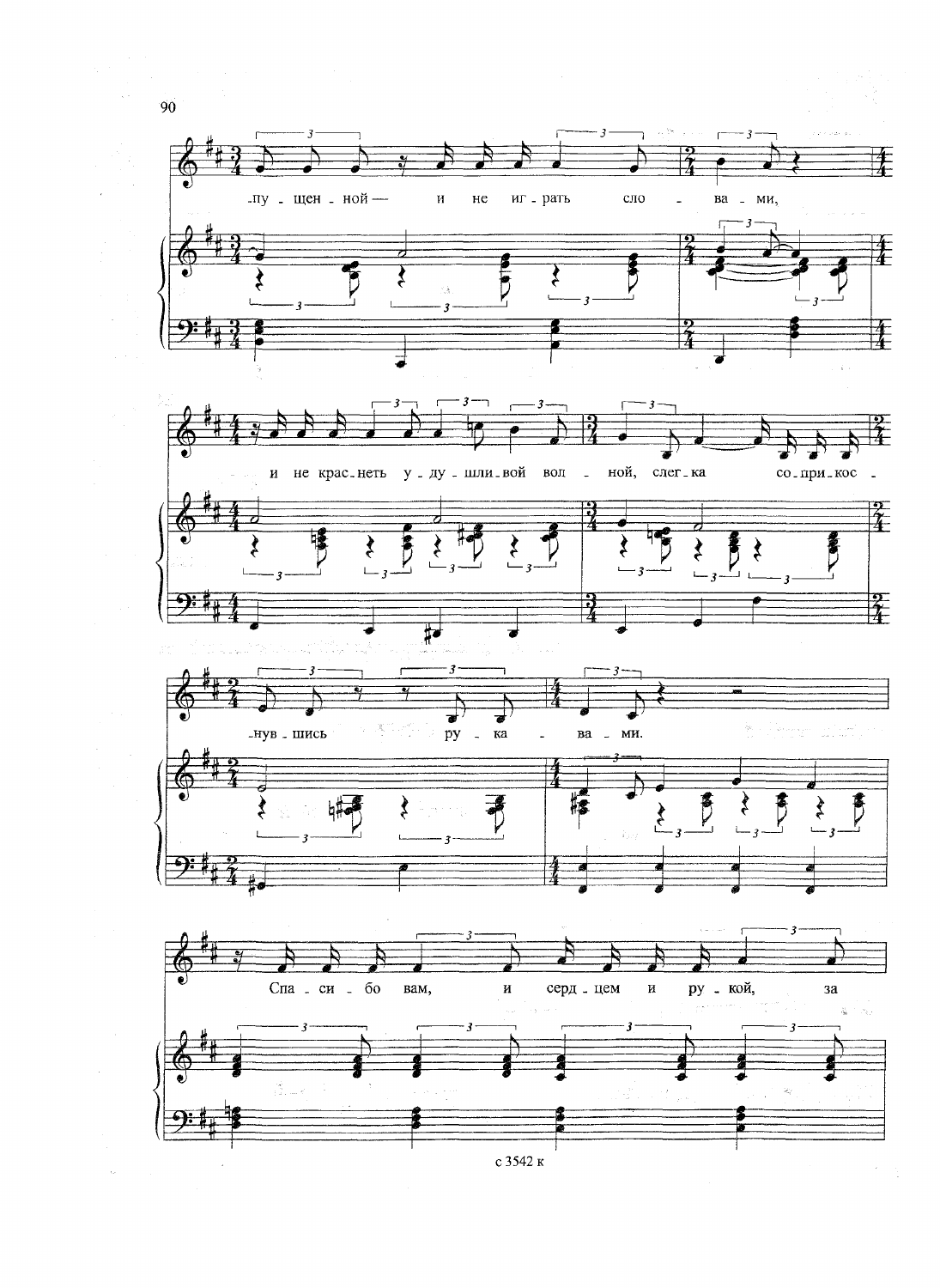-пу-щен-ной — и не иг-рать сло-ва-ми,

и не крас-неть у-ду-шли-вой вол-ной, слег-ка со-при-кос-

-нув-шись ру-ка-ва-ми.

Спа-си-бо вам, и серд-цем и ру-кой, за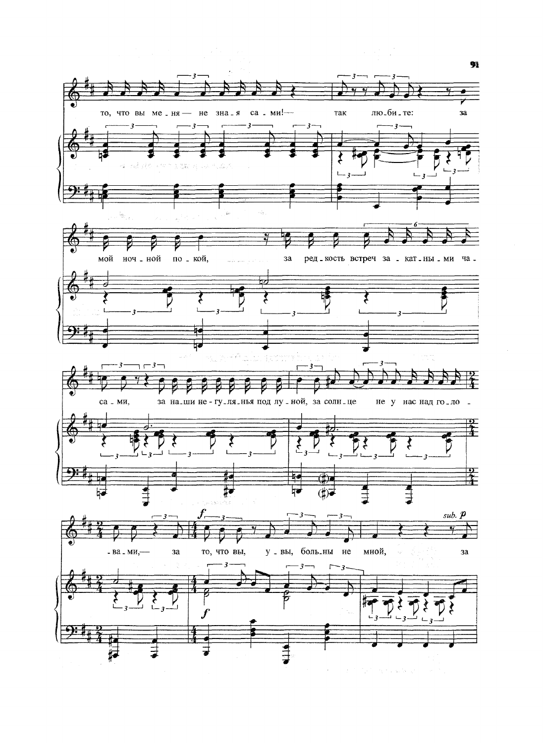то, что вы ме - ня — не зна - я са - ми! — так лю - би - те: за

мой ноч - ной по - кой, за ред - кость встреч за - кат - ны - ми ча -

са - ми, за на - ши не - гу - ля - нья под лу - ной, за солн - це не у нас над го - ло -

- ва - ми, — за то, что вы, у - вы, боль - ны не мной, за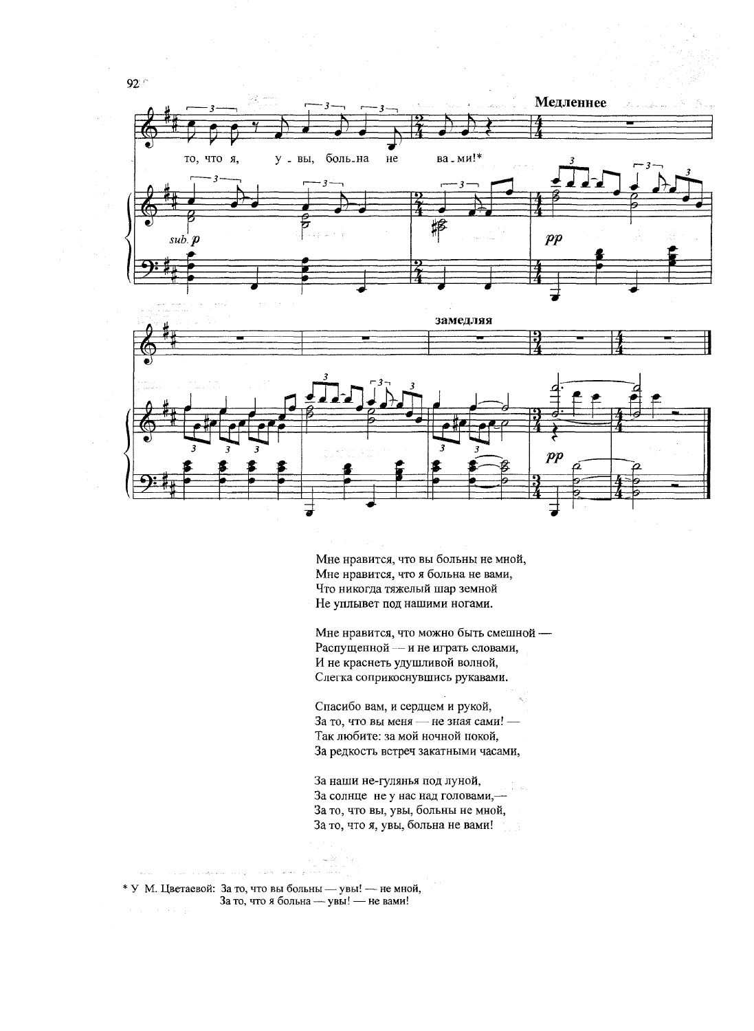Мне нравится, что вы больны не мной,
Мне нравится, что я больна не вами,
Что никогда тяжелый шар земной
Не уплывет под нашими ногами.

Мне нравится, что можно быть смешной —
Распущенной — и не играть словами,
И не краснеть удушливой волной,
Слегка соприкоснувшись рукавами.

Спасибо вам, и сердцем и рукой,
За то, что вы меня — не зная сами! —
Так любите: за мой ночной покой,
За редкость встреч закатными часами,

За наши не-гулянья под луной,
За солнце не у нас над головами,—
За то, что вы, увы, больны не мной,
За то, что я, увы, больна не вами!

* У М. Цветаевой: За то, что вы больны — увы! — не мной,
За то, что я больна — увы! — не вами!